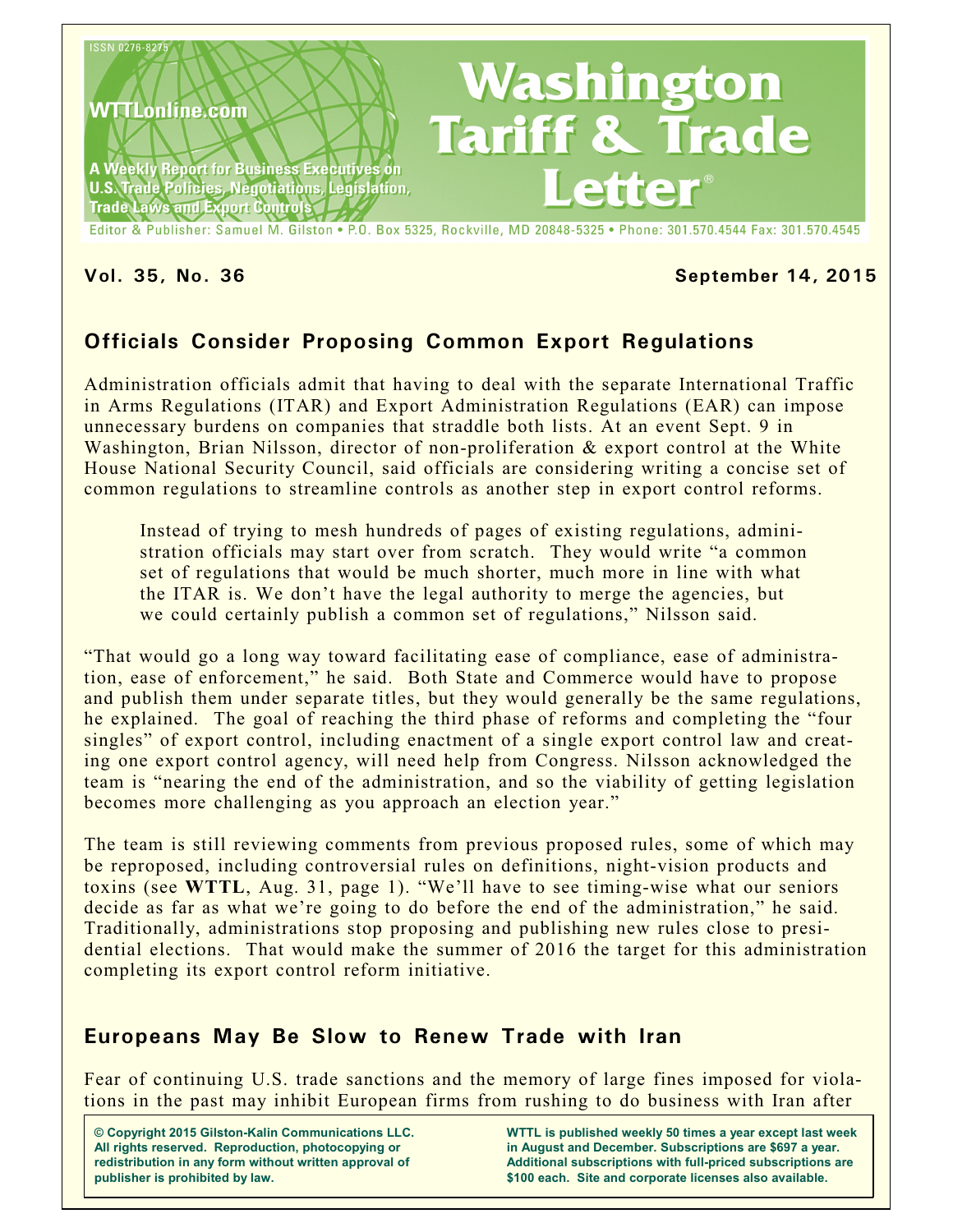ISSN 0276-8275

WTTLonline.com

A Weekly Report for Business Executives on U.S. Trade Policies, Negotiations, Legislation, Trade Laws and Export Controls

# Washington Tariff & Trade Letter®

Editor & Publisher: Samuel M. Gilston • P.O. Box 5325, Rockville, MD 20848-5325 • Phone: 301.570.4544 Fax: 301.570.4545

**Vol. 35, No. 36** **September 14, 2015**

## Officials Consider Proposing Common Export Regulations

Administration officials admit that having to deal with the separate International Traffic in Arms Regulations (ITAR) and Export Administration Regulations (EAR) can impose unnecessary burdens on companies that straddle both lists. At an event Sept. 9 in Washington, Brian Nilsson, director of non-proliferation & export control at the White House National Security Council, said officials are considering writing a concise set of common regulations to streamline controls as another step in export control reforms.

> Instead of trying to mesh hundreds of pages of existing regulations, administration officials may start over from scratch. They would write "a common set of regulations that would be much shorter, much more in line with what the ITAR is. We don't have the legal authority to merge the agencies, but we could certainly publish a common set of regulations," Nilsson said.

"That would go a long way toward facilitating ease of compliance, ease of administration, ease of enforcement," he said. Both State and Commerce would have to propose and publish them under separate titles, but they would generally be the same regulations, he explained. The goal of reaching the third phase of reforms and completing the "four singles" of export control, including enactment of a single export control law and creating one export control agency, will need help from Congress. Nilsson acknowledged the team is "nearing the end of the administration, and so the viability of getting legislation becomes more challenging as you approach an election year."

The team is still reviewing comments from previous proposed rules, some of which may be reproposed, including controversial rules on definitions, night-vision products and toxins (see **WTTL**, Aug. 31, page 1). "We'll have to see timing-wise what our seniors decide as far as what we're going to do before the end of the administration," he said. Traditionally, administrations stop proposing and publishing new rules close to presidential elections. That would make the summer of 2016 the target for this administration completing its export control reform initiative.

## Europeans May Be Slow to Renew Trade with Iran

Fear of continuing U.S. trade sanctions and the memory of large fines imposed for violations in the past may inhibit European firms from rushing to do business with Iran after

**© Copyright 2015 Gilston-Kalin Communications LLC. All rights reserved. Reproduction, photocopying or redistribution in any form without written approval of publisher is prohibited by law.**

**WTTL is published weekly 50 times a year except last week in August and December. Subscriptions are $697 a year. Additional subscriptions with full-priced subscriptions are $100 each. Site and corporate licenses also available.**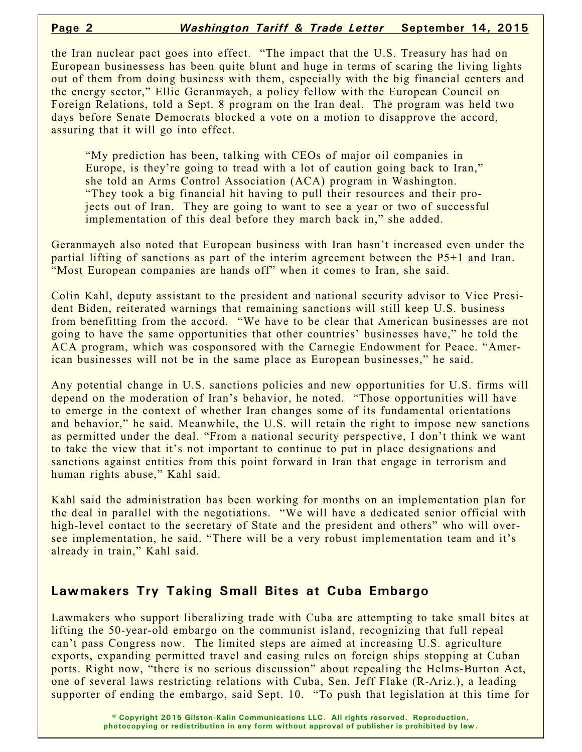the Iran nuclear pact goes into effect. "The impact that the U.S. Treasury has had on European businessess has been quite blunt and huge in terms of scaring the living lights out of them from doing business with them, especially with the big financial centers and the energy sector," Ellie Geranmayeh, a policy fellow with the European Council on Foreign Relations, told a Sept. 8 program on the Iran deal. The program was held two days before Senate Democrats blocked a vote on a motion to disapprove the accord, assuring that it will go into effect.

> "My prediction has been, talking with CEOs of major oil companies in Europe, is they're going to tread with a lot of caution going back to Iran," she told an Arms Control Association (ACA) program in Washington. "They took a big financial hit having to pull their resources and their projects out of Iran. They are going to want to see a year or two of successful implementation of this deal before they march back in," she added.

Geranmayeh also noted that European business with Iran hasn't increased even under the partial lifting of sanctions as part of the interim agreement between the P5+1 and Iran. "Most European companies are hands off" when it comes to Iran, she said.

Colin Kahl, deputy assistant to the president and national security advisor to Vice President Biden, reiterated warnings that remaining sanctions will still keep U.S. business from benefitting from the accord. "We have to be clear that American businesses are not going to have the same opportunities that other countries' businesses have," he told the ACA program, which was cosponsored with the Carnegie Endowment for Peace. "American businesses will not be in the same place as European businesses," he said.

Any potential change in U.S. sanctions policies and new opportunities for U.S. firms will depend on the moderation of Iran's behavior, he noted. "Those opportunities will have to emerge in the context of whether Iran changes some of its fundamental orientations and behavior," he said. Meanwhile, the U.S. will retain the right to impose new sanctions as permitted under the deal. "From a national security perspective, I don't think we want to take the view that it's not important to continue to put in place designations and sanctions against entities from this point forward in Iran that engage in terrorism and human rights abuse," Kahl said.

Kahl said the administration has been working for months on an implementation plan for the deal in parallel with the negotiations. "We will have a dedicated senior official with high-level contact to the secretary of State and the president and others" who will oversee implementation, he said. "There will be a very robust implementation team and it's already in train," Kahl said.

## Lawmakers Try Taking Small Bites at Cuba Embargo

Lawmakers who support liberalizing trade with Cuba are attempting to take small bites at lifting the 50-year-old embargo on the communist island, recognizing that full repeal can't pass Congress now. The limited steps are aimed at increasing U.S. agriculture exports, expanding permitted travel and easing rules on foreign ships stopping at Cuban ports. Right now, "there is no serious discussion" about repealing the Helms-Burton Act, one of several laws restricting relations with Cuba, Sen. Jeff Flake (R-Ariz.), a leading supporter of ending the embargo, said Sept. 10. "To push that legislation at this time for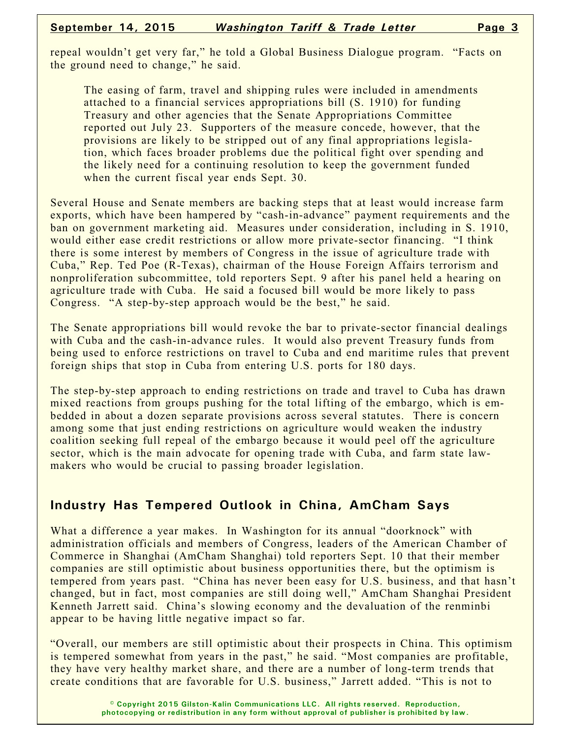repeal wouldn't get very far," he told a Global Business Dialogue program. "Facts on the ground need to change," he said.

> The easing of farm, travel and shipping rules were included in amendments attached to a financial services appropriations bill (S. 1910) for funding Treasury and other agencies that the Senate Appropriations Committee reported out July 23. Supporters of the measure concede, however, that the provisions are likely to be stripped out of any final appropriations legislation, which faces broader problems due the political fight over spending and the likely need for a continuing resolution to keep the government funded when the current fiscal year ends Sept. 30.

Several House and Senate members are backing steps that at least would increase farm exports, which have been hampered by "cash-in-advance" payment requirements and the ban on government marketing aid. Measures under consideration, including in S. 1910, would either ease credit restrictions or allow more private-sector financing. "I think there is some interest by members of Congress in the issue of agriculture trade with Cuba," Rep. Ted Poe (R-Texas), chairman of the House Foreign Affairs terrorism and nonproliferation subcommittee, told reporters Sept. 9 after his panel held a hearing on agriculture trade with Cuba. He said a focused bill would be more likely to pass Congress. "A step-by-step approach would be the best," he said.

The Senate appropriations bill would revoke the bar to private-sector financial dealings with Cuba and the cash-in-advance rules. It would also prevent Treasury funds from being used to enforce restrictions on travel to Cuba and end maritime rules that prevent foreign ships that stop in Cuba from entering U.S. ports for 180 days.

The step-by-step approach to ending restrictions on trade and travel to Cuba has drawn mixed reactions from groups pushing for the total lifting of the embargo, which is embedded in about a dozen separate provisions across several statutes. There is concern among some that just ending restrictions on agriculture would weaken the industry coalition seeking full repeal of the embargo because it would peel off the agriculture sector, which is the main advocate for opening trade with Cuba, and farm state lawmakers who would be crucial to passing broader legislation.

## Industry Has Tempered Outlook in China, AmCham Says

What a difference a year makes. In Washington for its annual "doorknock" with administration officials and members of Congress, leaders of the American Chamber of Commerce in Shanghai (AmCham Shanghai) told reporters Sept. 10 that their member companies are still optimistic about business opportunities there, but the optimism is tempered from years past. "China has never been easy for U.S. business, and that hasn't changed, but in fact, most companies are still doing well," AmCham Shanghai President Kenneth Jarrett said. China's slowing economy and the devaluation of the renminbi appear to be having little negative impact so far.

"Overall, our members are still optimistic about their prospects in China. This optimism is tempered somewhat from years in the past," he said. "Most companies are profitable, they have very healthy market share, and there are a number of long-term trends that create conditions that are favorable for U.S. business," Jarrett added. "This is not to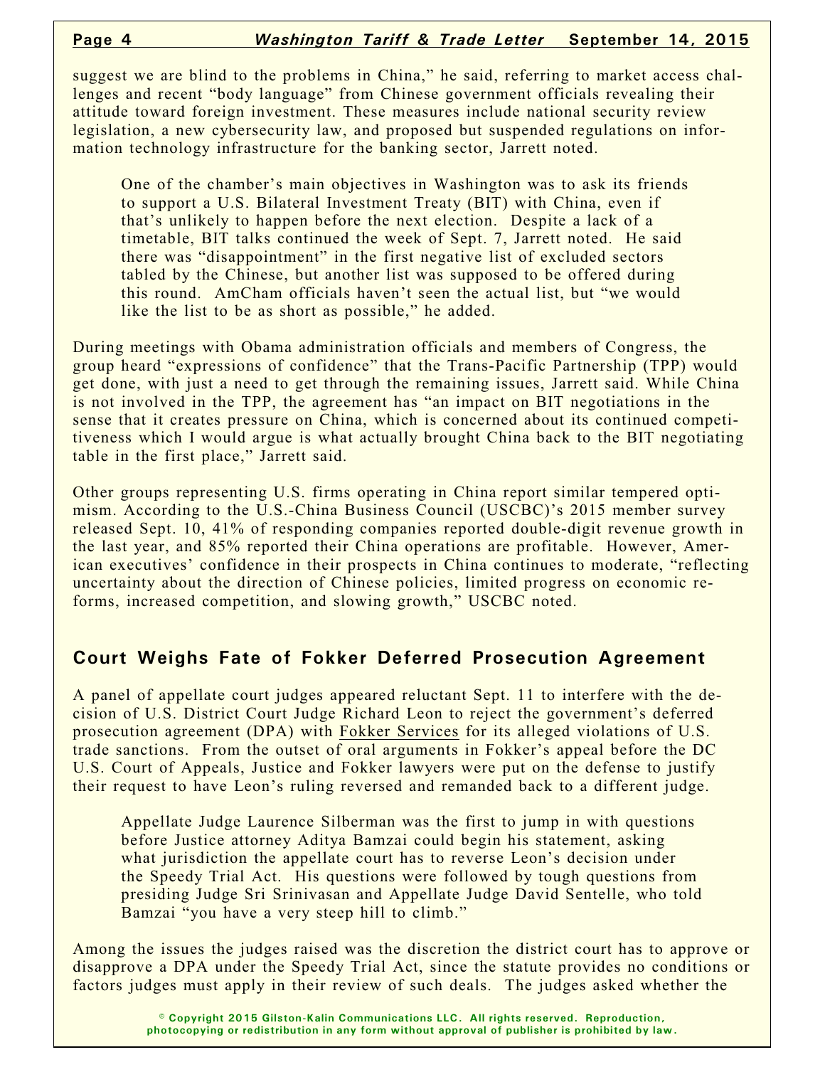suggest we are blind to the problems in China," he said, referring to market access challenges and recent "body language" from Chinese government officials revealing their attitude toward foreign investment. These measures include national security review legislation, a new cybersecurity law, and proposed but suspended regulations on information technology infrastructure for the banking sector, Jarrett noted.

> One of the chamber's main objectives in Washington was to ask its friends to support a U.S. Bilateral Investment Treaty (BIT) with China, even if that's unlikely to happen before the next election. Despite a lack of a timetable, BIT talks continued the week of Sept. 7, Jarrett noted. He said there was "disappointment" in the first negative list of excluded sectors tabled by the Chinese, but another list was supposed to be offered during this round. AmCham officials haven't seen the actual list, but "we would like the list to be as short as possible," he added.

During meetings with Obama administration officials and members of Congress, the group heard "expressions of confidence" that the Trans-Pacific Partnership (TPP) would get done, with just a need to get through the remaining issues, Jarrett said. While China is not involved in the TPP, the agreement has "an impact on BIT negotiations in the sense that it creates pressure on China, which is concerned about its continued competitiveness which I would argue is what actually brought China back to the BIT negotiating table in the first place," Jarrett said.

Other groups representing U.S. firms operating in China report similar tempered optimism. According to the U.S.-China Business Council (USCBC)'s 2015 member survey released Sept. 10, 41% of responding companies reported double-digit revenue growth in the last year, and 85% reported their China operations are profitable. However, American executives' confidence in their prospects in China continues to moderate, "reflecting uncertainty about the direction of Chinese policies, limited progress on economic reforms, increased competition, and slowing growth," USCBC noted.

## Court Weighs Fate of Fokker Deferred Prosecution Agreement

A panel of appellate court judges appeared reluctant Sept. 11 to interfere with the decision of U.S. District Court Judge Richard Leon to reject the government's deferred prosecution agreement (DPA) with Fokker Services for its alleged violations of U.S. trade sanctions. From the outset of oral arguments in Fokker's appeal before the DC U.S. Court of Appeals, Justice and Fokker lawyers were put on the defense to justify their request to have Leon's ruling reversed and remanded back to a different judge.

> Appellate Judge Laurence Silberman was the first to jump in with questions before Justice attorney Aditya Bamzai could begin his statement, asking what jurisdiction the appellate court has to reverse Leon's decision under the Speedy Trial Act. His questions were followed by tough questions from presiding Judge Sri Srinivasan and Appellate Judge David Sentelle, who told Bamzai "you have a very steep hill to climb."

Among the issues the judges raised was the discretion the district court has to approve or disapprove a DPA under the Speedy Trial Act, since the statute provides no conditions or factors judges must apply in their review of such deals. The judges asked whether the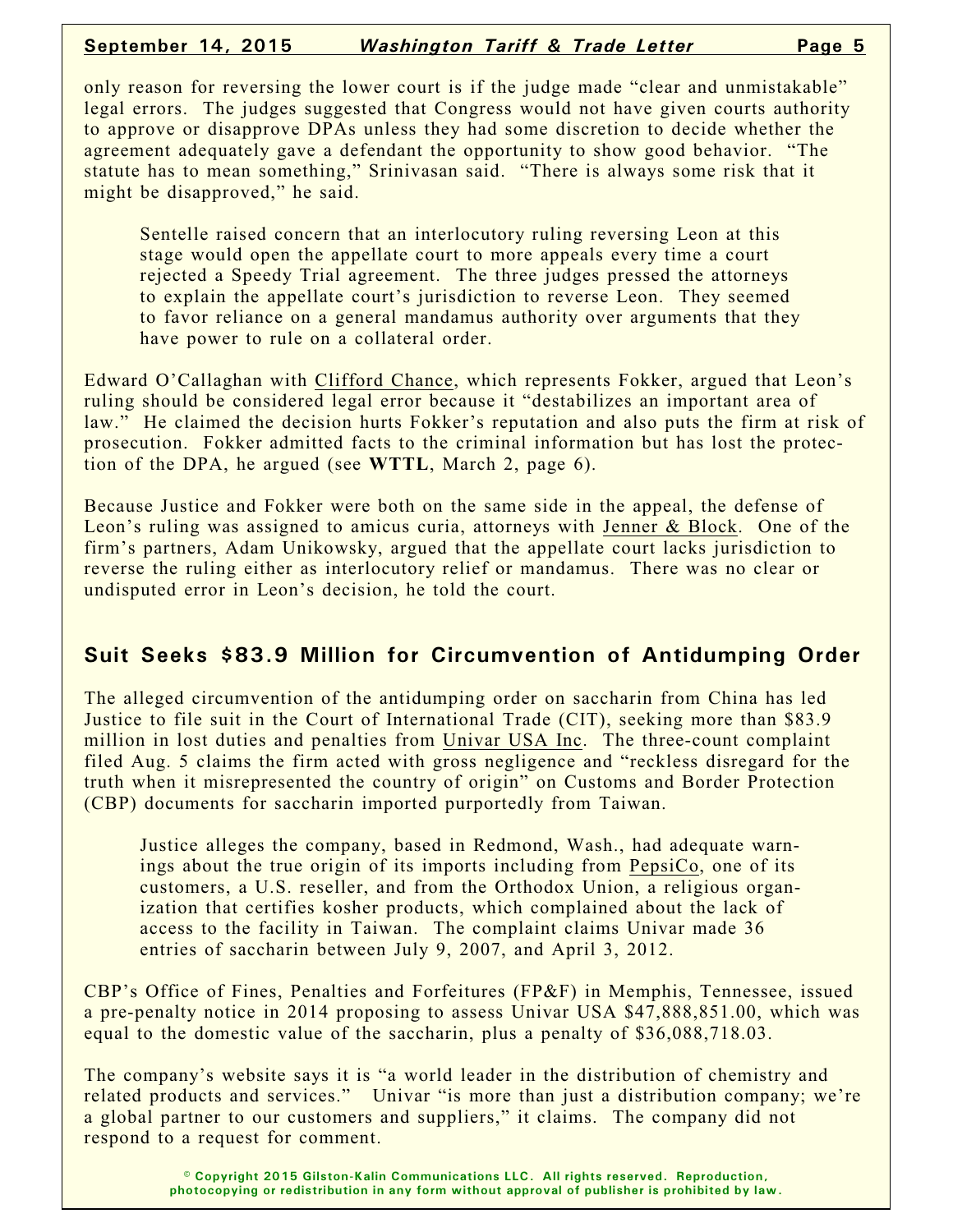only reason for reversing the lower court is if the judge made "clear and unmistakable" legal errors. The judges suggested that Congress would not have given courts authority to approve or disapprove DPAs unless they had some discretion to decide whether the agreement adequately gave a defendant the opportunity to show good behavior. "The statute has to mean something," Srinivasan said. "There is always some risk that it might be disapproved," he said.

Sentelle raised concern that an interlocutory ruling reversing Leon at this stage would open the appellate court to more appeals every time a court rejected a Speedy Trial agreement. The three judges pressed the attorneys to explain the appellate court's jurisdiction to reverse Leon. They seemed to favor reliance on a general mandamus authority over arguments that they have power to rule on a collateral order.

Edward O'Callaghan with Clifford Chance, which represents Fokker, argued that Leon's ruling should be considered legal error because it "destabilizes an important area of law." He claimed the decision hurts Fokker's reputation and also puts the firm at risk of prosecution. Fokker admitted facts to the criminal information but has lost the protection of the DPA, he argued (see **WTTL**, March 2, page 6).

Because Justice and Fokker were both on the same side in the appeal, the defense of Leon's ruling was assigned to amicus curia, attorneys with Jenner & Block. One of the firm's partners, Adam Unikowsky, argued that the appellate court lacks jurisdiction to reverse the ruling either as interlocutory relief or mandamus. There was no clear or undisputed error in Leon's decision, he told the court.

## Suit Seeks $83.9 Million for Circumvention of Antidumping Order

The alleged circumvention of the antidumping order on saccharin from China has led Justice to file suit in the Court of International Trade (CIT), seeking more than $83.9 million in lost duties and penalties from Univar USA Inc. The three-count complaint filed Aug. 5 claims the firm acted with gross negligence and "reckless disregard for the truth when it misrepresented the country of origin" on Customs and Border Protection (CBP) documents for saccharin imported purportedly from Taiwan.

Justice alleges the company, based in Redmond, Wash., had adequate warnings about the true origin of its imports including from PepsiCo, one of its customers, a U.S. reseller, and from the Orthodox Union, a religious organization that certifies kosher products, which complained about the lack of access to the facility in Taiwan. The complaint claims Univar made 36 entries of saccharin between July 9, 2007, and April 3, 2012.

CBP's Office of Fines, Penalties and Forfeitures (FP&F) in Memphis, Tennessee, issued a pre-penalty notice in 2014 proposing to assess Univar USA $47,888,851.00, which was equal to the domestic value of the saccharin, plus a penalty of $36,088,718.03.

The company's website says it is "a world leader in the distribution of chemistry and related products and services." Univar "is more than just a distribution company; we're a global partner to our customers and suppliers," it claims. The company did not respond to a request for comment.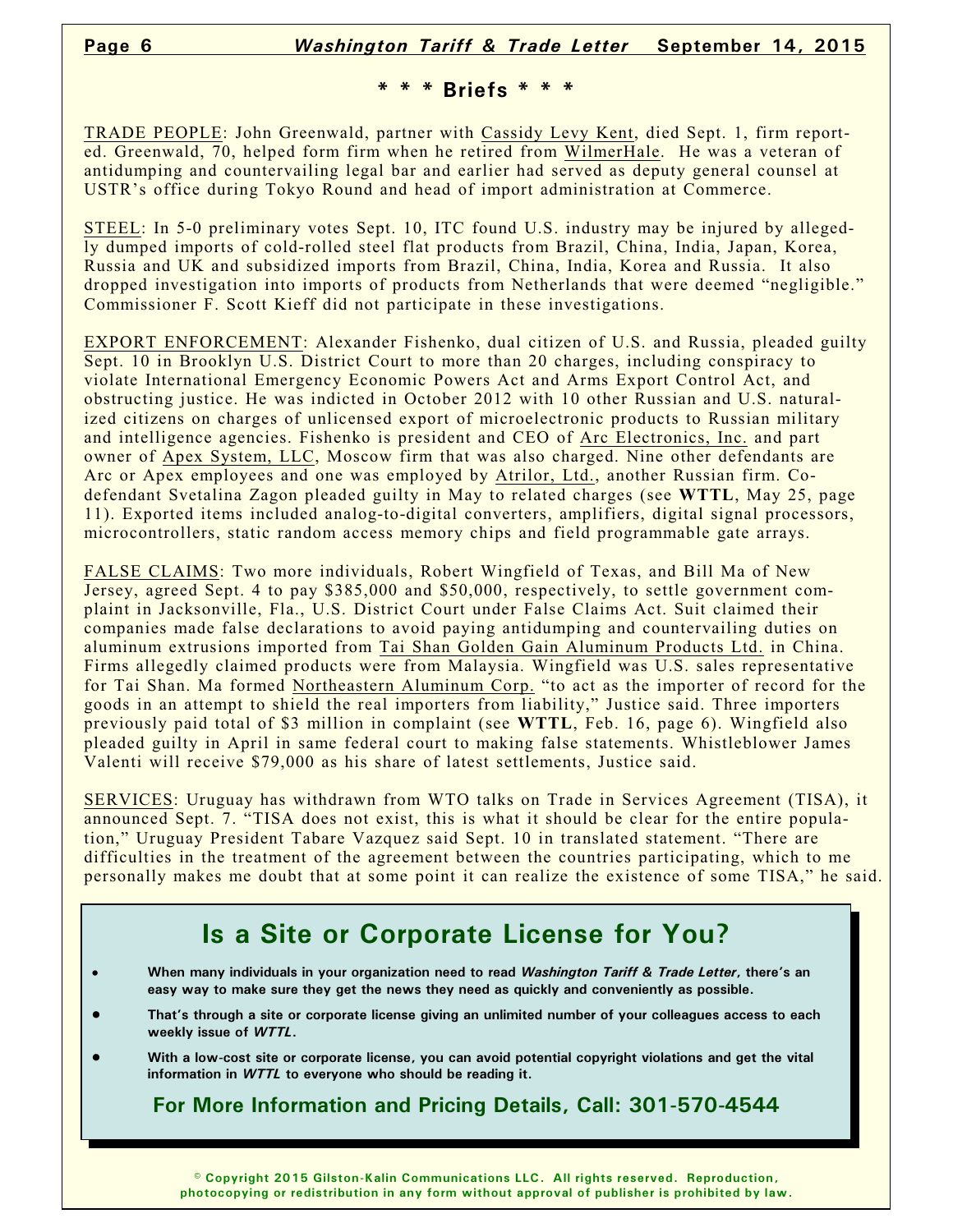## \* \* \* Briefs \* \* \*

TRADE PEOPLE: John Greenwald, partner with Cassidy Levy Kent, died Sept. 1, firm reported. Greenwald, 70, helped form firm when he retired from WilmerHale. He was a veteran of antidumping and countervailing legal bar and earlier had served as deputy general counsel at USTR's office during Tokyo Round and head of import administration at Commerce.

STEEL: In 5-0 preliminary votes Sept. 10, ITC found U.S. industry may be injured by allegedly dumped imports of cold-rolled steel flat products from Brazil, China, India, Japan, Korea, Russia and UK and subsidized imports from Brazil, China, India, Korea and Russia. It also dropped investigation into imports of products from Netherlands that were deemed "negligible." Commissioner F. Scott Kieff did not participate in these investigations.

EXPORT ENFORCEMENT: Alexander Fishenko, dual citizen of U.S. and Russia, pleaded guilty Sept. 10 in Brooklyn U.S. District Court to more than 20 charges, including conspiracy to violate International Emergency Economic Powers Act and Arms Export Control Act, and obstructing justice. He was indicted in October 2012 with 10 other Russian and U.S. naturalized citizens on charges of unlicensed export of microelectronic products to Russian military and intelligence agencies. Fishenko is president and CEO of Arc Electronics, Inc. and part owner of Apex System, LLC, Moscow firm that was also charged. Nine other defendants are Arc or Apex employees and one was employed by Atrilor, Ltd., another Russian firm. Co-defendant Svetalina Zagon pleaded guilty in May to related charges (see **WTTL**, May 25, page 11). Exported items included analog-to-digital converters, amplifiers, digital signal processors, microcontrollers, static random access memory chips and field programmable gate arrays.

FALSE CLAIMS: Two more individuals, Robert Wingfield of Texas, and Bill Ma of New Jersey, agreed Sept. 4 to pay $385,000 and $50,000, respectively, to settle government complaint in Jacksonville, Fla., U.S. District Court under False Claims Act. Suit claimed their companies made false declarations to avoid paying antidumping and countervailing duties on aluminum extrusions imported from Tai Shan Golden Gain Aluminum Products Ltd. in China. Firms allegedly claimed products were from Malaysia. Wingfield was U.S. sales representative for Tai Shan. Ma formed Northeastern Aluminum Corp. "to act as the importer of record for the goods in an attempt to shield the real importers from liability," Justice said. Three importers previously paid total of $3 million in complaint (see **WTTL**, Feb. 16, page 6). Wingfield also pleaded guilty in April in same federal court to making false statements. Whistleblower James Valenti will receive $79,000 as his share of latest settlements, Justice said.

SERVICES: Uruguay has withdrawn from WTO talks on Trade in Services Agreement (TISA), it announced Sept. 7. "TISA does not exist, this is what it should be clear for the entire population," Uruguay President Tabare Vazquez said Sept. 10 in translated statement. "There are difficulties in the treatment of the agreement between the countries participating, which to me personally makes me doubt that at some point it can realize the existence of some TISA," he said.

## Is a Site or Corporate License for You?

- **When many individuals in your organization need to read *Washington Tariff & Trade Letter*, there's an easy way to make sure they get the news they need as quickly and conveniently as possible.**
- **That's through a site or corporate license giving an unlimited number of your colleagues access to each weekly issue of *WTTL*.**
- **With a low-cost site or corporate license, you can avoid potential copyright violations and get the vital information in *WTTL* to everyone who should be reading it.**

**For More Information and Pricing Details, Call: 301-570-4544**

© Copyright 2015 Gilston-Kalin Communications LLC. All rights reserved. Reproduction, photocopying or redistribution in any form without approval of publisher is prohibited by law.